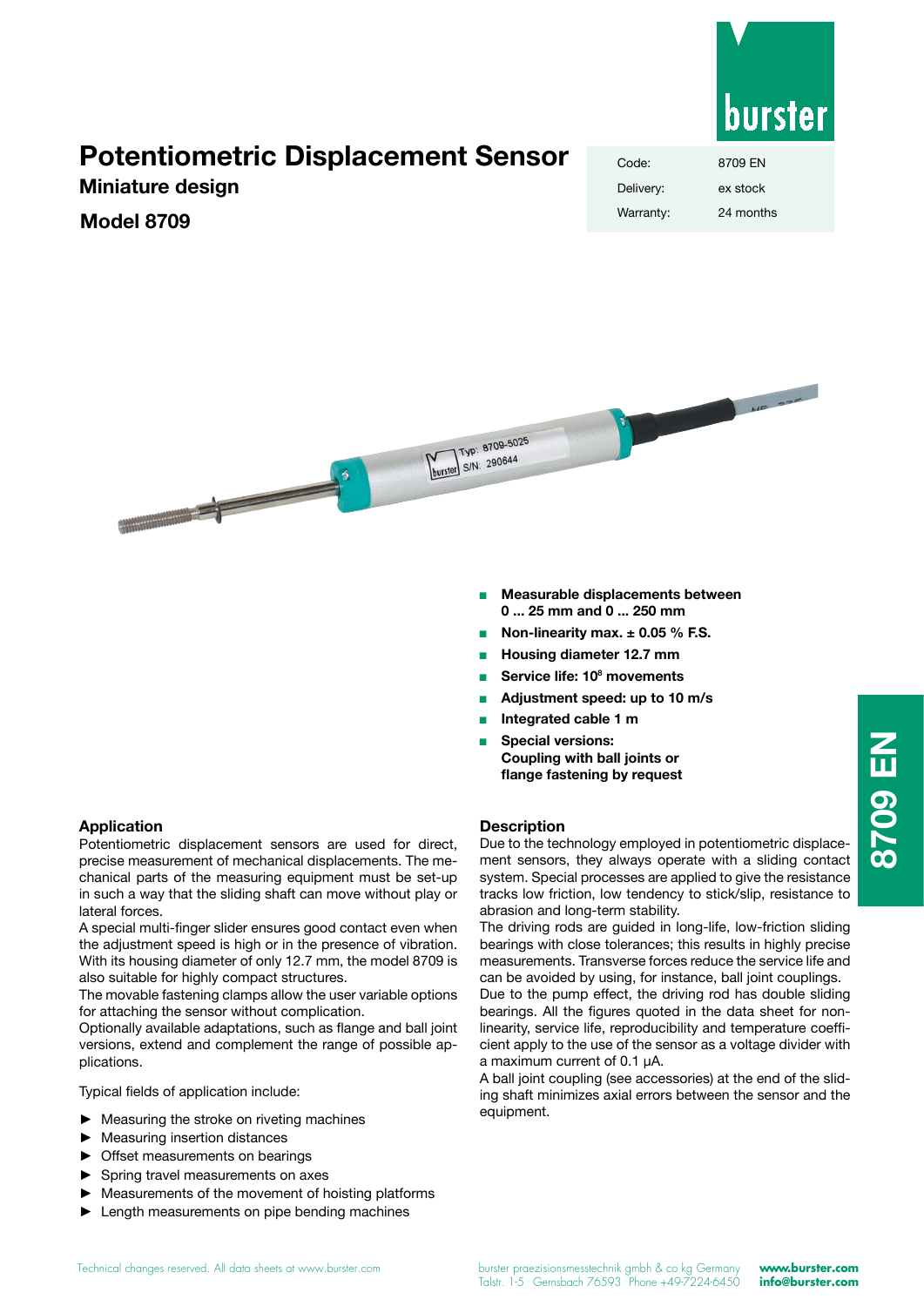# Potentiometric Displacement Sensor

## Miniature design

## Model 8709

| Code: | 8709 EN |
|---|---|
| Delivery: | ex stock |
| Warranty: | 24 months |

- **Measurable displacements between 0 ... 25 mm and 0 ... 250 mm**
- **Non-linearity max. ± 0.05 % F.S.**
- **Housing diameter 12.7 mm**
- **Service life: $10^8$ movements**
- **Adjustment speed: up to 10 m/s**
- **Integrated cable 1 m**
- **Special versions: Coupling with ball joints or flange fastening by request**

### Application

Potentiometric displacement sensors are used for direct, precise measurement of mechanical displacements. The mechanical parts of the measuring equipment must be set-up in such a way that the sliding shaft can move without play or lateral forces.

A special multi-finger slider ensures good contact even when the adjustment speed is high or in the presence of vibration. With its housing diameter of only 12.7 mm, the model 8709 is also suitable for highly compact structures.

The movable fastening clamps allow the user variable options for attaching the sensor without complication.

Optionally available adaptations, such as flange and ball joint versions, extend and complement the range of possible applications.

Typical fields of application include:

- Measuring the stroke on riveting machines
- Measuring insertion distances
- Offset measurements on bearings
- Spring travel measurements on axes
- Measurements of the movement of hoisting platforms
- Length measurements on pipe bending machines

### Description

Due to the technology employed in potentiometric displacement sensors, they always operate with a sliding contact system. Special processes are applied to give the resistance tracks low friction, low tendency to stick/slip, resistance to abrasion and long-term stability.

The driving rods are guided in long-life, low-friction sliding bearings with close tolerances; this results in highly precise measurements. Transverse forces reduce the service life and can be avoided by using, for instance, ball joint couplings.

Due to the pump effect, the driving rod has double sliding bearings. All the figures quoted in the data sheet for non-linearity, service life, reproducibility and temperature coefficient apply to the use of the sensor as a voltage divider with a maximum current of 0.1 µA.

A ball joint coupling (see accessories) at the end of the sliding shaft minimizes axial errors between the sensor and the equipment.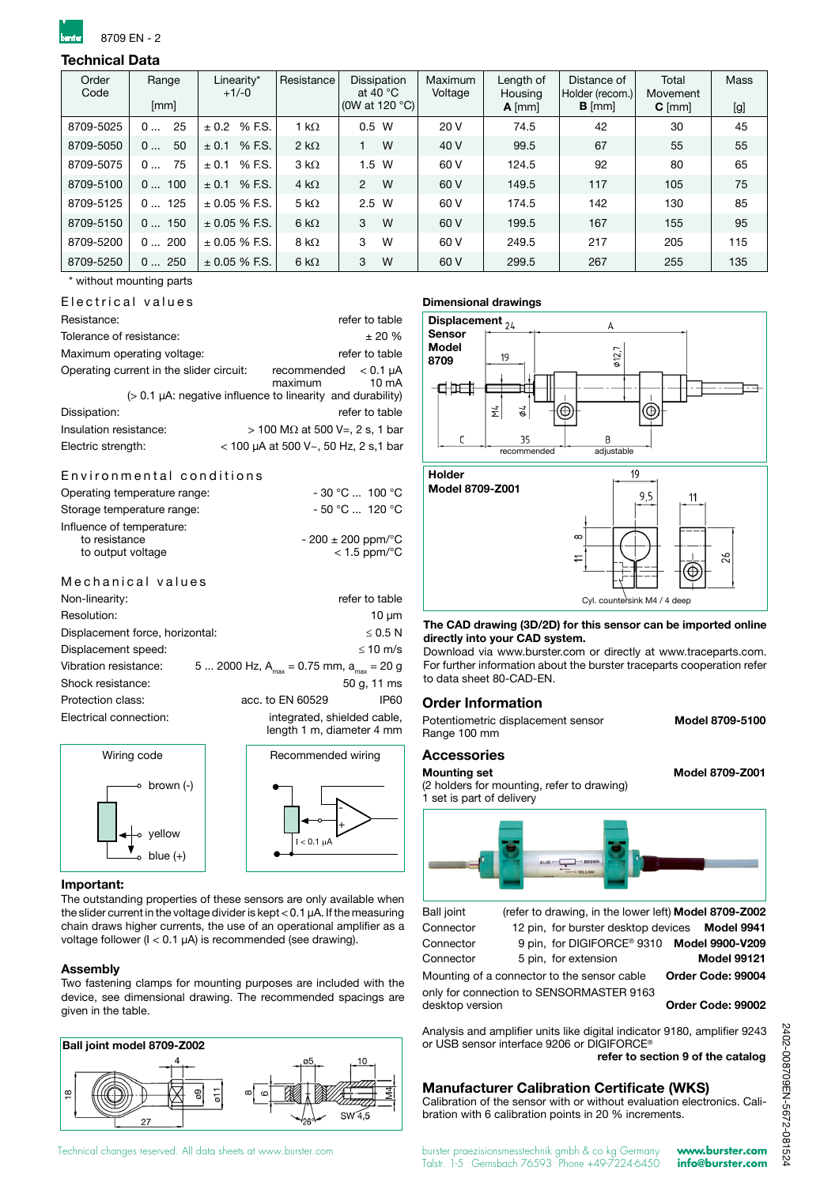## Technical Data

| Order Code | Range [mm] | Linearity* +1/-0 | Resistance | Dissipation at 40 °C (0W at 120 °C) | Maximum Voltage | Length of Housing **A** [mm] | Distance of Holder (recom.) **B** [mm] | Total Movement **C** [mm] | Mass [g] |
|---|---|---|---|---|---|---|---|---|---|
| 8709-5025 | 0 ... 25 | ± 0.2 % F.S. | 1 kΩ | 0.5 W | 20 V | 74.5 | 42 | 30 | 45 |
| 8709-5050 | 0 ... 50 | ± 0.1 % F.S. | 2 kΩ | 1 W | 40 V | 99.5 | 67 | 55 | 55 |
| 8709-5075 | 0 ... 75 | ± 0.1 % F.S. | 3 kΩ | 1.5 W | 60 V | 124.5 | 92 | 80 | 65 |
| 8709-5100 | 0 ... 100 | ± 0.1 % F.S. | 4 kΩ | 2 W | 60 V | 149.5 | 117 | 105 | 75 |
| 8709-5125 | 0 ... 125 | ± 0.05 % F.S. | 5 kΩ | 2.5 W | 60 V | 174.5 | 142 | 130 | 85 |
| 8709-5150 | 0 ... 150 | ± 0.05 % F.S. | 6 kΩ | 3 W | 60 V | 199.5 | 167 | 155 | 95 |
| 8709-5200 | 0 ... 200 | ± 0.05 % F.S. | 8 kΩ | 3 W | 60 V | 249.5 | 217 | 205 | 115 |
| 8709-5250 | 0 ... 250 | ± 0.05 % F.S. | 6 kΩ | 3 W | 60 V | 299.5 | 267 | 255 | 135 |

\* without mounting parts

### Electrical values

| | |
|---|---|
| Resistance: | refer to table |
| Tolerance of resistance: | ± 20 % |
| Maximum operating voltage: | refer to table |
| Operating current in the slider circuit: | recommended < 0.1 µA; maximum 10 mA |
| | (> 0.1 µA: negative influence to linearity and durability) |
| Dissipation: | refer to table |
| Insulation resistance: | > 100 MΩ at 500 V=, 2 s, 1 bar |
| Electric strength: | < 100 µA at 500 V~, 50 Hz, 2 s,1 bar |

### Environmental conditions

| | |
|---|---|
| Operating temperature range: | - 30 °C ... 100 °C |
| Storage temperature range: | - 50 °C ... 120 °C |
| Influence of temperature: | |
| to resistance | - 200 ± 200 ppm/°C |
| to output voltage | < 1.5 ppm/°C |

### Mechanical values

| | |
|---|---|
| Non-linearity: | refer to table |
| Resolution: | 10 µm |
| Displacement force, horizontal: | ≤ 0.5 N |
| Displacement speed: | ≤ 10 m/s |
| Vibration resistance: | 5 ... 2000 Hz, $A_{max}$ = 0.75 mm, $a_{max}$ = 20 g |
| Shock resistance: | 50 g, 11 ms |
| Protection class: | acc. to EN 60529 IP60 |
| Electrical connection: | integrated, shielded cable, length 1 m, diameter 4 mm |

Wiring code

brown (-)
yellow
blue (+)

Recommended wiring

I < 0.1 µA

### Important:

The outstanding properties of these sensors are only available when the slider current in the voltage divider is kept < 0.1 µA. If the measuring chain draws higher currents, the use of an operational amplifier as a voltage follower (I < 0.1 µA) is recommended (see drawing).

### Assembly

Two fastening clamps for mounting purposes are included with the device, see dimensional drawing. The recommended spacings are given in the table.

**Ball joint model 8709-Z002**

4 18 27 ø9 ø11 8 6 26° ø5 10 M4 SW 4,5

### Dimensional drawings

**Displacement Sensor Model 8709**

24 A 19 ø12,7 M4 ø4 C 35 recommended B adjustable

**Holder Model 8709-Z001**

19 9,5 11 8 11 26

Cyl. countersink M4 / 4 deep

**The CAD drawing (3D/2D) for this sensor can be imported online directly into your CAD system.**
Download via www.burster.com or directly at www.traceparts.com. For further information about the burster traceparts cooperation refer to data sheet 80-CAD-EN.

## Order Information

Potentiometric displacement sensor Range 100 mm **Model 8709-5100**

## Accessories

**Mounting set** **Model 8709-Z001**
(2 holders for mounting, refer to drawing)
1 set is part of delivery

| | | |
|---|---|---|
| Ball joint | (refer to drawing, in the lower left) | **Model 8709-Z002** |
| Connector | 12 pin, for burster desktop devices | **Model 9941** |
| Connector | 9 pin, for DIGIFORCE® 9310 | **Model 9900-V209** |
| Connector | 5 pin, for extension | **Model 99121** |
| Mounting of a connector to the sensor cable | | **Order Code: 99004** |
| only for connection to SENSORMASTER 9163 desktop version | | **Order Code: 99002** |

Analysis and amplifier units like digital indicator 9180, amplifier 9243 or USB sensor interface 9206 or DIGIFORCE®
**refer to section 9 of the catalog**

## Manufacturer Calibration Certificate (WKS)

Calibration of the sensor with or without evaluation electronics. Calibration with 6 calibration points in 20 % increments.